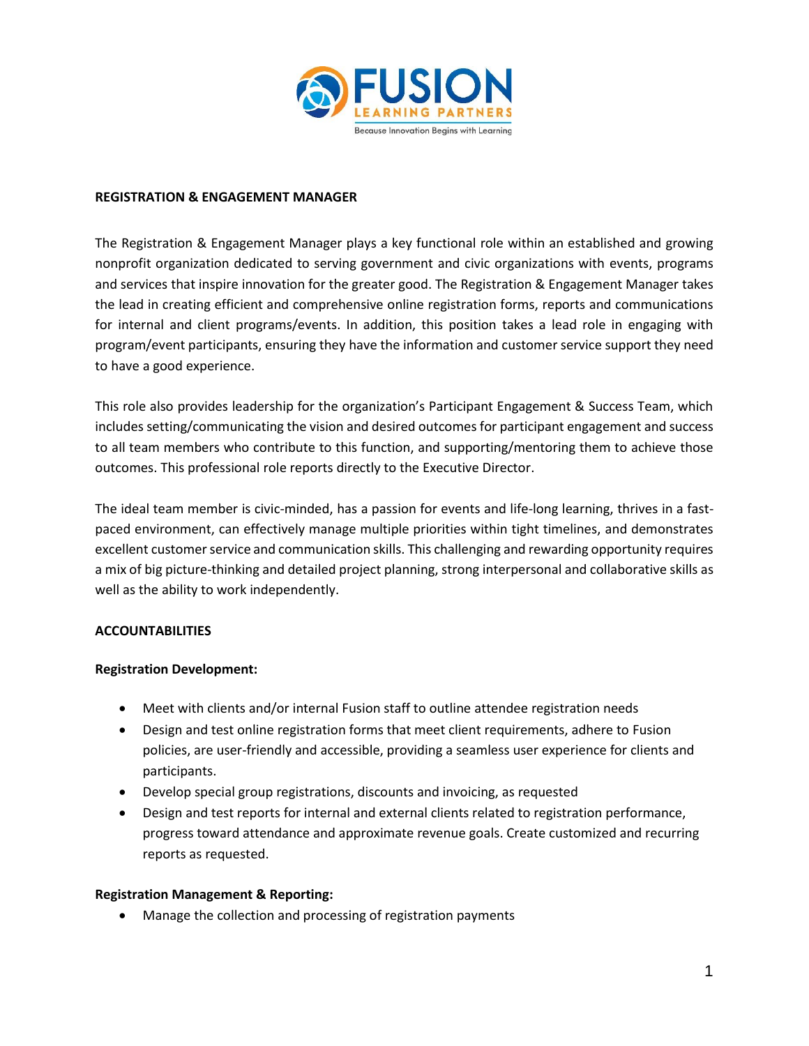# REGISTRATION & ENGAGEMENT MANAGER

The Registration & Engagement Manager plays a key functional role within an established and growing nonprofit organization dedicated to serving government and civic organizations with events, programs and services that inspire innovation for the greater good. The Registration & Engagement Manager takes the lead in creating efficient and comprehensive online registration forms, reports and communications for internal and client programs/events. In addition, this position takes a lead role in engaging with program/event participants, ensuring they have the information and customer service support they need to have a good experience.

This role also provides leadership for the organization's Participant Engagement & Success Team, which includes setting/communicating the vision and desired outcomes for participant engagement and success to all team members who contribute to this function, and supporting/mentoring them to achieve those outcomes. This professional role reports directly to the Executive Director.

The ideal team member is civic-minded, has a passion for events and life-long learning, thrives in a fast-paced environment, can effectively manage multiple priorities within tight timelines, and demonstrates excellent customer service and communication skills. This challenging and rewarding opportunity requires a mix of big picture-thinking and detailed project planning, strong interpersonal and collaborative skills as well as the ability to work independently.

## ACCOUNTABILITIES

### Registration Development:

- Meet with clients and/or internal Fusion staff to outline attendee registration needs
- Design and test online registration forms that meet client requirements, adhere to Fusion policies, are user-friendly and accessible, providing a seamless user experience for clients and participants.
- Develop special group registrations, discounts and invoicing, as requested
- Design and test reports for internal and external clients related to registration performance, progress toward attendance and approximate revenue goals. Create customized and recurring reports as requested.

### Registration Management & Reporting:

- Manage the collection and processing of registration payments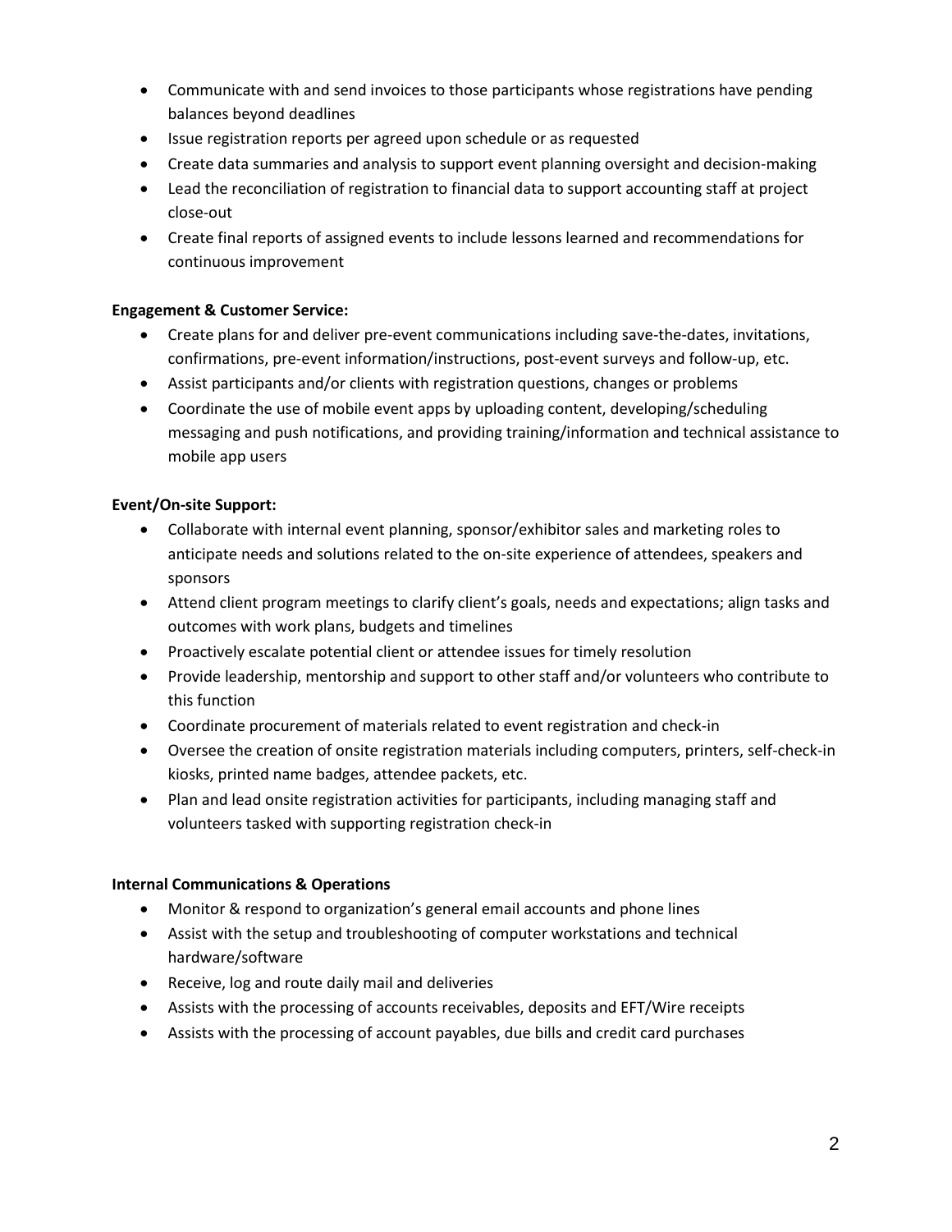- Communicate with and send invoices to those participants whose registrations have pending balances beyond deadlines
- Issue registration reports per agreed upon schedule or as requested
- Create data summaries and analysis to support event planning oversight and decision-making
- Lead the reconciliation of registration to financial data to support accounting staff at project close-out
- Create final reports of assigned events to include lessons learned and recommendations for continuous improvement

**Engagement & Customer Service:**

- Create plans for and deliver pre-event communications including save-the-dates, invitations, confirmations, pre-event information/instructions, post-event surveys and follow-up, etc.
- Assist participants and/or clients with registration questions, changes or problems
- Coordinate the use of mobile event apps by uploading content, developing/scheduling messaging and push notifications, and providing training/information and technical assistance to mobile app users

**Event/On-site Support:**

- Collaborate with internal event planning, sponsor/exhibitor sales and marketing roles to anticipate needs and solutions related to the on-site experience of attendees, speakers and sponsors
- Attend client program meetings to clarify client's goals, needs and expectations; align tasks and outcomes with work plans, budgets and timelines
- Proactively escalate potential client or attendee issues for timely resolution
- Provide leadership, mentorship and support to other staff and/or volunteers who contribute to this function
- Coordinate procurement of materials related to event registration and check-in
- Oversee the creation of onsite registration materials including computers, printers, self-check-in kiosks, printed name badges, attendee packets, etc.
- Plan and lead onsite registration activities for participants, including managing staff and volunteers tasked with supporting registration check-in

**Internal Communications & Operations**

- Monitor & respond to organization's general email accounts and phone lines
- Assist with the setup and troubleshooting of computer workstations and technical hardware/software
- Receive, log and route daily mail and deliveries
- Assists with the processing of accounts receivables, deposits and EFT/Wire receipts
- Assists with the processing of account payables, due bills and credit card purchases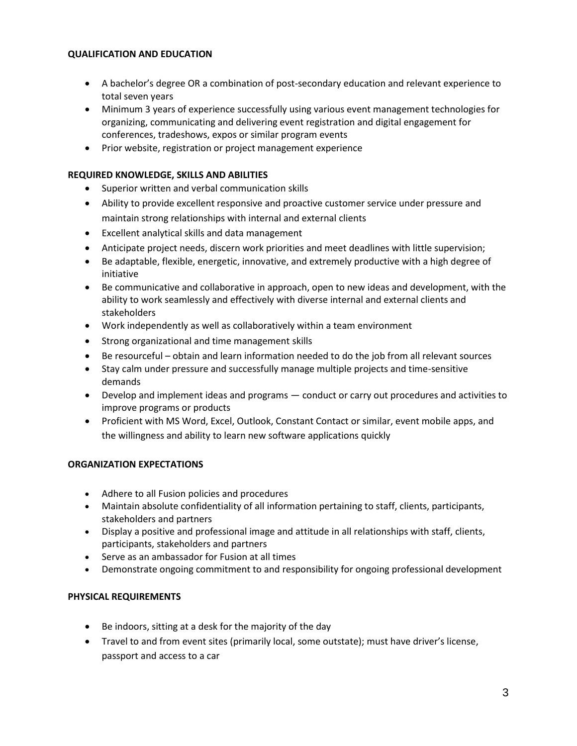**QUALIFICATION AND EDUCATION**

- A bachelor's degree OR a combination of post-secondary education and relevant experience to total seven years
- Minimum 3 years of experience successfully using various event management technologies for organizing, communicating and delivering event registration and digital engagement for conferences, tradeshows, expos or similar program events
- Prior website, registration or project management experience

**REQUIRED KNOWLEDGE, SKILLS AND ABILITIES**

- Superior written and verbal communication skills
- Ability to provide excellent responsive and proactive customer service under pressure and maintain strong relationships with internal and external clients
- Excellent analytical skills and data management
- Anticipate project needs, discern work priorities and meet deadlines with little supervision;
- Be adaptable, flexible, energetic, innovative, and extremely productive with a high degree of initiative
- Be communicative and collaborative in approach, open to new ideas and development, with the ability to work seamlessly and effectively with diverse internal and external clients and stakeholders
- Work independently as well as collaboratively within a team environment
- Strong organizational and time management skills
- Be resourceful – obtain and learn information needed to do the job from all relevant sources
- Stay calm under pressure and successfully manage multiple projects and time-sensitive demands
- Develop and implement ideas and programs — conduct or carry out procedures and activities to improve programs or products
- Proficient with MS Word, Excel, Outlook, Constant Contact or similar, event mobile apps, and the willingness and ability to learn new software applications quickly

**ORGANIZATION EXPECTATIONS**

- Adhere to all Fusion policies and procedures
- Maintain absolute confidentiality of all information pertaining to staff, clients, participants, stakeholders and partners
- Display a positive and professional image and attitude in all relationships with staff, clients, participants, stakeholders and partners
- Serve as an ambassador for Fusion at all times
- Demonstrate ongoing commitment to and responsibility for ongoing professional development

**PHYSICAL REQUIREMENTS**

- Be indoors, sitting at a desk for the majority of the day
- Travel to and from event sites (primarily local, some outstate); must have driver's license, passport and access to a car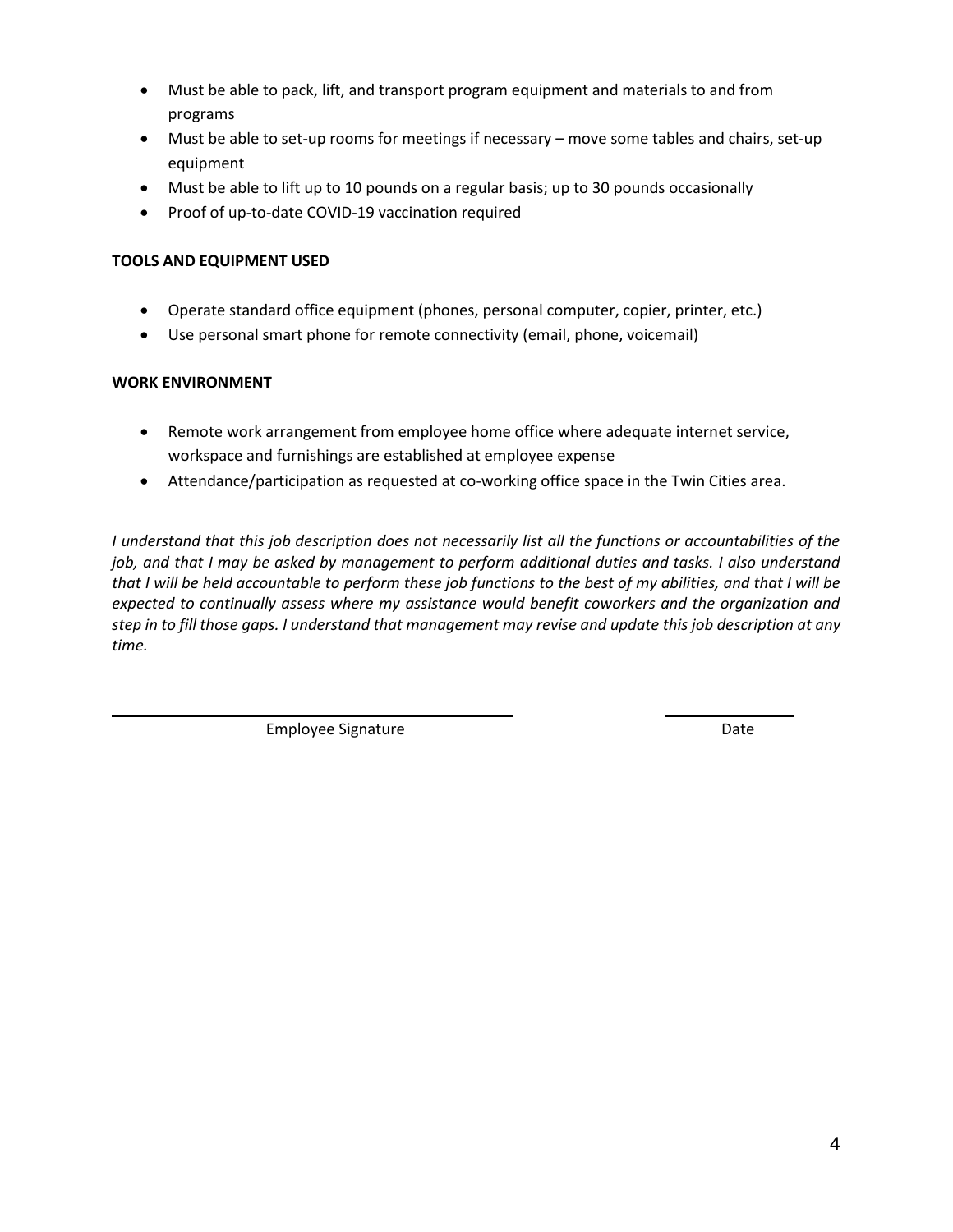- Must be able to pack, lift, and transport program equipment and materials to and from programs
- Must be able to set-up rooms for meetings if necessary – move some tables and chairs, set-up equipment
- Must be able to lift up to 10 pounds on a regular basis; up to 30 pounds occasionally
- Proof of up-to-date COVID-19 vaccination required

**TOOLS AND EQUIPMENT USED**

- Operate standard office equipment (phones, personal computer, copier, printer, etc.)
- Use personal smart phone for remote connectivity (email, phone, voicemail)

**WORK ENVIRONMENT**

- Remote work arrangement from employee home office where adequate internet service, workspace and furnishings are established at employee expense
- Attendance/participation as requested at co-working office space in the Twin Cities area.

*I understand that this job description does not necessarily list all the functions or accountabilities of the job, and that I may be asked by management to perform additional duties and tasks. I also understand that I will be held accountable to perform these job functions to the best of my abilities, and that I will be expected to continually assess where my assistance would benefit coworkers and the organization and step in to fill those gaps. I understand that management may revise and update this job description at any time.*

\_\_\_\_\_\_\_\_\_\_\_\_\_\_\_\_\_\_\_\_\_\_\_\_\_\_\_\_\_\_\_\_\_\_\_\_\_\_\_\_ \_\_\_\_\_\_\_\_\_\_\_\_\_\_\_

Employee Signature Date